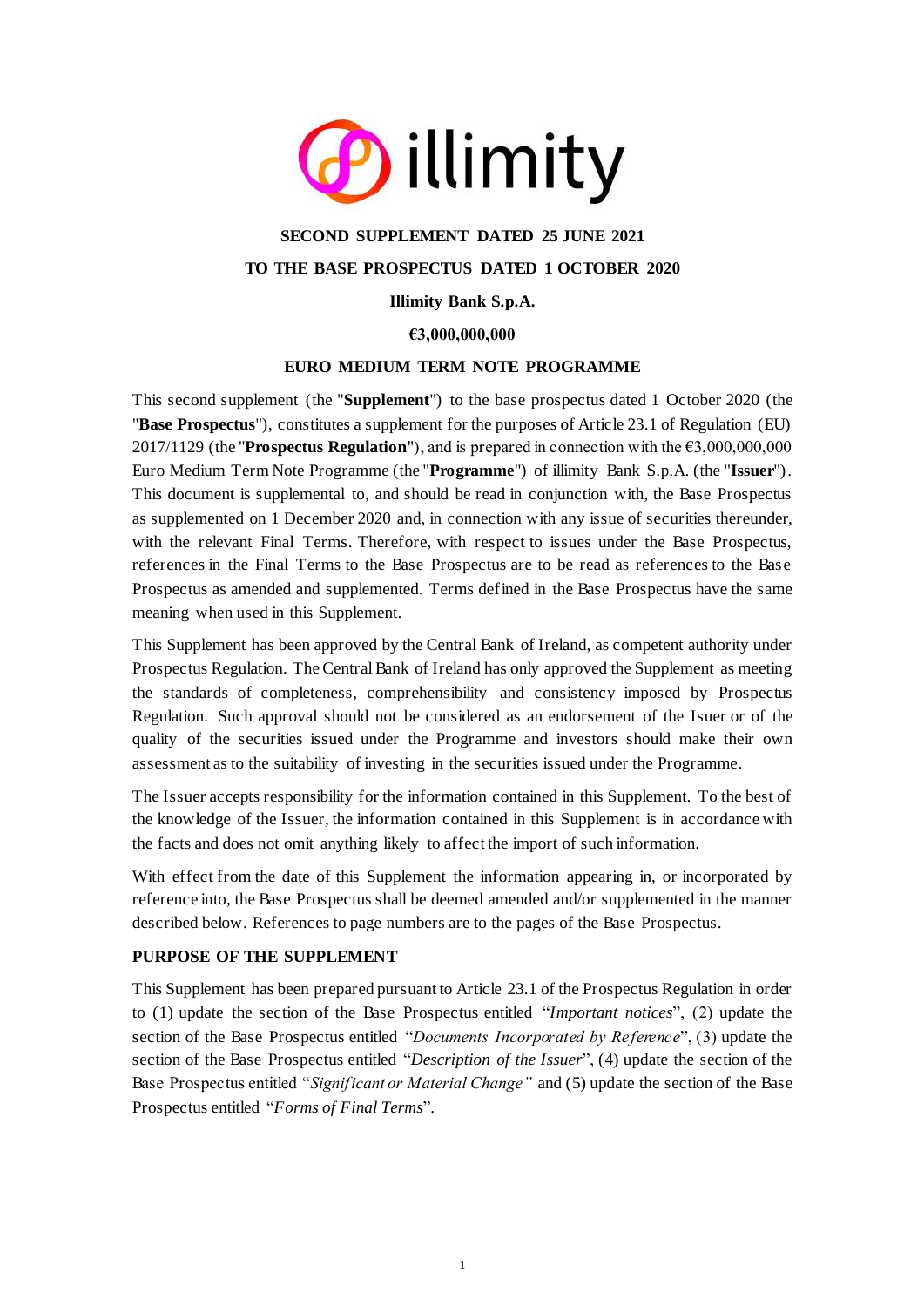# SECOND SUPPLEMENT DATED 25 JUNE 2021

## TO THE BASE PROSPECTUS DATED 1 OCTOBER 2020

**Illimity Bank S.p.A.**

**€3,000,000,000**

**EURO MEDIUM TERM NOTE PROGRAMME**

This second supplement (the "**Supplement**") to the base prospectus dated 1 October 2020 (the "**Base Prospectus**"), constitutes a supplement for the purposes of Article 23.1 of Regulation (EU) 2017/1129 (the "**Prospectus Regulation**"), and is prepared in connection with the €3,000,000,000 Euro Medium Term Note Programme (the "**Programme**") of illimity Bank S.p.A. (the "**Issuer**"). This document is supplemental to, and should be read in conjunction with, the Base Prospectus as supplemented on 1 December 2020 and, in connection with any issue of securities thereunder, with the relevant Final Terms. Therefore, with respect to issues under the Base Prospectus, references in the Final Terms to the Base Prospectus are to be read as references to the Base Prospectus as amended and supplemented. Terms defined in the Base Prospectus have the same meaning when used in this Supplement.

This Supplement has been approved by the Central Bank of Ireland, as competent authority under Prospectus Regulation. The Central Bank of Ireland has only approved the Supplement as meeting the standards of completeness, comprehensibility and consistency imposed by Prospectus Regulation. Such approval should not be considered as an endorsement of the Isuer or of the quality of the securities issued under the Programme and investors should make their own assessment as to the suitability of investing in the securities issued under the Programme.

The Issuer accepts responsibility for the information contained in this Supplement. To the best of the knowledge of the Issuer, the information contained in this Supplement is in accordance with the facts and does not omit anything likely to affect the import of such information.

With effect from the date of this Supplement the information appearing in, or incorporated by reference into, the Base Prospectus shall be deemed amended and/or supplemented in the manner described below. References to page numbers are to the pages of the Base Prospectus.

**PURPOSE OF THE SUPPLEMENT**

This Supplement has been prepared pursuant to Article 23.1 of the Prospectus Regulation in order to (1) update the section of the Base Prospectus entitled "*Important notices*", (2) update the section of the Base Prospectus entitled "*Documents Incorporated by Reference*", (3) update the section of the Base Prospectus entitled "*Description of the Issuer*", (4) update the section of the Base Prospectus entitled "*Significant or Material Change"* and (5) update the section of the Base Prospectus entitled "*Forms of Final Terms*".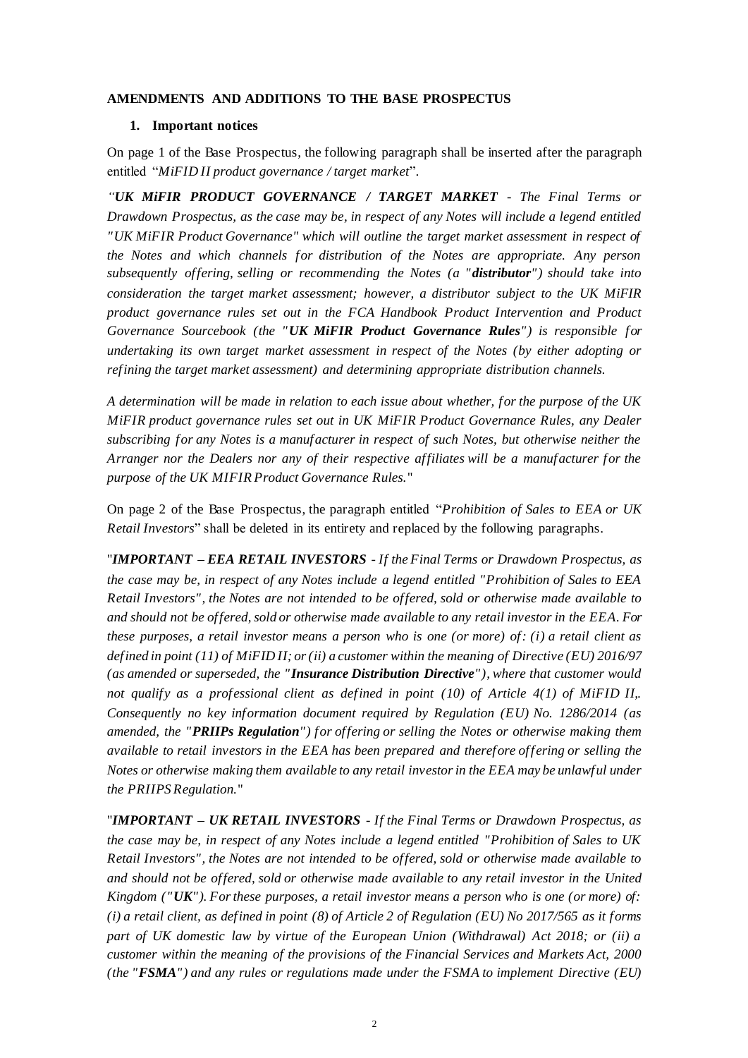**AMENDMENTS AND ADDITIONS TO THE BASE PROSPECTUS**

**1. Important notices**

On page 1 of the Base Prospectus, the following paragraph shall be inserted after the paragraph entitled "*MiFID II product governance / target market*".

*"**UK MiFIR PRODUCT GOVERNANCE / TARGET MARKET** - The Final Terms or Drawdown Prospectus, as the case may be, in respect of any Notes will include a legend entitled "UK MiFIR Product Governance" which will outline the target market assessment in respect of the Notes and which channels for distribution of the Notes are appropriate. Any person subsequently offering, selling or recommending the Notes (a "**distributor**") should take into consideration the target market assessment; however, a distributor subject to the UK MiFIR product governance rules set out in the FCA Handbook Product Intervention and Product Governance Sourcebook (the "**UK MiFIR Product Governance Rules**") is responsible for undertaking its own target market assessment in respect of the Notes (by either adopting or refining the target market assessment) and determining appropriate distribution channels.*

*A determination will be made in relation to each issue about whether, for the purpose of the UK MiFIR product governance rules set out in UK MiFIR Product Governance Rules, any Dealer subscribing for any Notes is a manufacturer in respect of such Notes, but otherwise neither the Arranger nor the Dealers nor any of their respective affiliates will be a manufacturer for the purpose of the UK MIFIR Product Governance Rules.*"

On page 2 of the Base Prospectus, the paragraph entitled "*Prohibition of Sales to EEA or UK Retail Investors*" shall be deleted in its entirety and replaced by the following paragraphs.

"***IMPORTANT – EEA RETAIL INVESTORS** - If the Final Terms or Drawdown Prospectus, as the case may be, in respect of any Notes include a legend entitled "Prohibition of Sales to EEA Retail Investors", the Notes are not intended to be offered, sold or otherwise made available to and should not be offered, sold or otherwise made available to any retail investor in the EEA. For these purposes, a retail investor means a person who is one (or more) of: (i) a retail client as defined in point (11) of MiFID II; or (ii) a customer within the meaning of Directive (EU) 2016/97 (as amended or superseded, the "**Insurance Distribution Directive**"), where that customer would not qualify as a professional client as defined in point (10) of Article 4(1) of MiFID II,. Consequently no key information document required by Regulation (EU) No. 1286/2014 (as amended, the "**PRIIPs Regulation**") for offering or selling the Notes or otherwise making them available to retail investors in the EEA has been prepared and therefore offering or selling the Notes or otherwise making them available to any retail investor in the EEA may be unlawful under the PRIIPS Regulation.*"

"***IMPORTANT – UK RETAIL INVESTORS** - If the Final Terms or Drawdown Prospectus, as the case may be, in respect of any Notes include a legend entitled "Prohibition of Sales to UK Retail Investors", the Notes are not intended to be offered, sold or otherwise made available to and should not be offered, sold or otherwise made available to any retail investor in the United Kingdom ("**UK**"). For these purposes, a retail investor means a person who is one (or more) of: (i) a retail client, as defined in point (8) of Article 2 of Regulation (EU) No 2017/565 as it forms part of UK domestic law by virtue of the European Union (Withdrawal) Act 2018; or (ii) a customer within the meaning of the provisions of the Financial Services and Markets Act, 2000 (the "**FSMA**") and any rules or regulations made under the FSMA to implement Directive (EU)*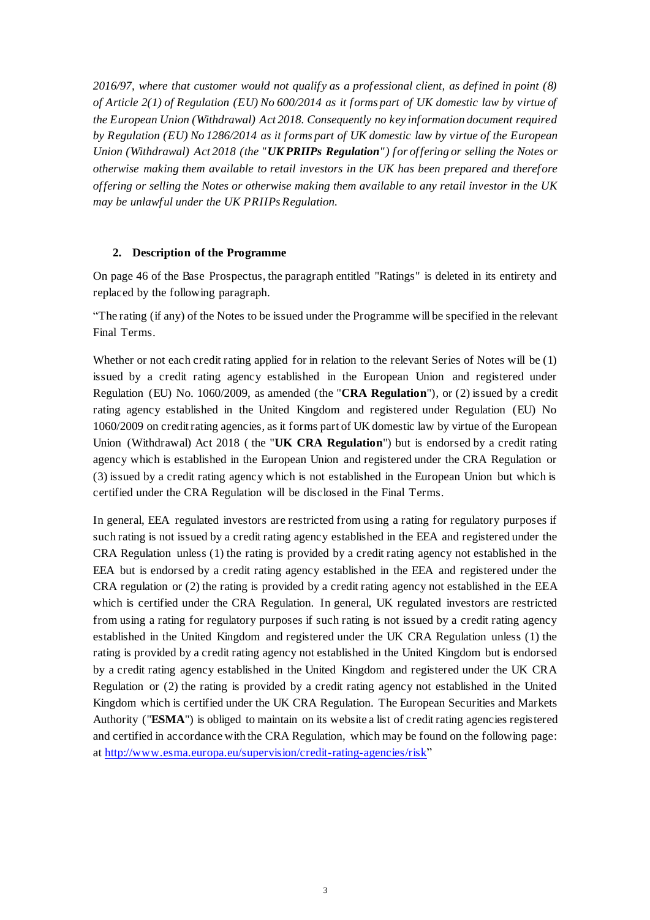*2016/97, where that customer would not qualify as a professional client, as defined in point (8) of Article 2(1) of Regulation (EU) No 600/2014 as it forms part of UK domestic law by virtue of the European Union (Withdrawal) Act 2018. Consequently no key information document required by Regulation (EU) No 1286/2014 as it forms part of UK domestic law by virtue of the European Union (Withdrawal) Act 2018 (the "**UK PRIIPs Regulation**") for offering or selling the Notes or otherwise making them available to retail investors in the UK has been prepared and therefore offering or selling the Notes or otherwise making them available to any retail investor in the UK may be unlawful under the UK PRIIPs Regulation.*

## 2. Description of the Programme

On page 46 of the Base Prospectus, the paragraph entitled "Ratings" is deleted in its entirety and replaced by the following paragraph.

"The rating (if any) of the Notes to be issued under the Programme will be specified in the relevant Final Terms.

Whether or not each credit rating applied for in relation to the relevant Series of Notes will be (1) issued by a credit rating agency established in the European Union and registered under Regulation (EU) No. 1060/2009, as amended (the "**CRA Regulation**"), or (2) issued by a credit rating agency established in the United Kingdom and registered under Regulation (EU) No 1060/2009 on credit rating agencies, as it forms part of UK domestic law by virtue of the European Union (Withdrawal) Act 2018 ( the "**UK CRA Regulation**") but is endorsed by a credit rating agency which is established in the European Union and registered under the CRA Regulation or (3) issued by a credit rating agency which is not established in the European Union but which is certified under the CRA Regulation will be disclosed in the Final Terms.

In general, EEA regulated investors are restricted from using a rating for regulatory purposes if such rating is not issued by a credit rating agency established in the EEA and registered under the CRA Regulation unless (1) the rating is provided by a credit rating agency not established in the EEA but is endorsed by a credit rating agency established in the EEA and registered under the CRA regulation or (2) the rating is provided by a credit rating agency not established in the EEA which is certified under the CRA Regulation. In general, UK regulated investors are restricted from using a rating for regulatory purposes if such rating is not issued by a credit rating agency established in the United Kingdom and registered under the UK CRA Regulation unless (1) the rating is provided by a credit rating agency not established in the United Kingdom but is endorsed by a credit rating agency established in the United Kingdom and registered under the UK CRA Regulation or (2) the rating is provided by a credit rating agency not established in the United Kingdom which is certified under the UK CRA Regulation. The European Securities and Markets Authority ("**ESMA**") is obliged to maintain on its website a list of credit rating agencies registered and certified in accordance with the CRA Regulation, which may be found on the following page: at [http://www.esma.europa.eu/supervision/credit-rating-agencies/risk](http://www.esma.europa.eu/supervision/credit-rating-agencies/risk)"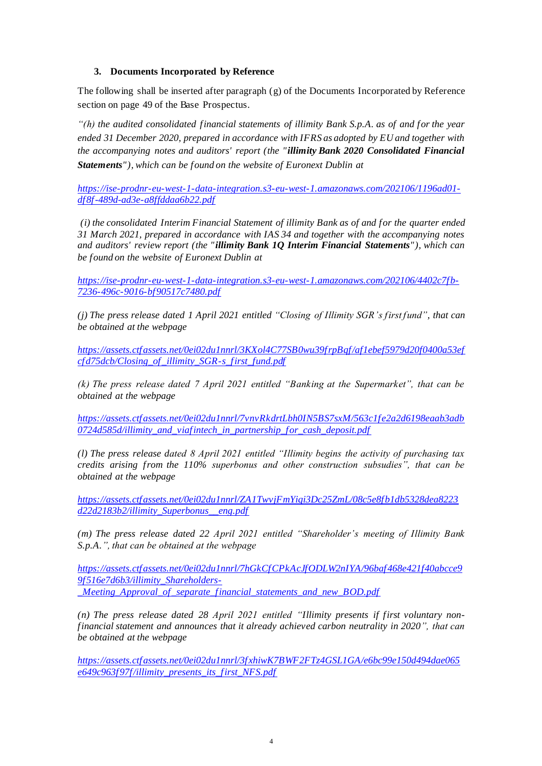### 3. Documents Incorporated by Reference

The following shall be inserted after paragraph (g) of the Documents Incorporated by Reference section on page 49 of the Base Prospectus.

*"(h) the audited consolidated financial statements of illimity Bank S.p.A. as of and for the year ended 31 December 2020, prepared in accordance with IFRS as adopted by EU and together with the accompanying notes and auditors' report (the "**illimity Bank 2020 Consolidated Financial Statements**"), which can be found on the website of Euronext Dublin at*

*https://ise-prodnr-eu-west-1-data-integration.s3-eu-west-1.amazonaws.com/202106/1196ad01-df8f-489d-ad3e-a8ffddaa6b22.pdf*

*(i) the consolidated Interim Financial Statement of illimity Bank as of and for the quarter ended 31 March 2021, prepared in accordance with IAS 34 and together with the accompanying notes and auditors' review report (the "**illimity Bank 1Q Interim Financial Statements**"), which can be found on the website of Euronext Dublin at*

*https://ise-prodnr-eu-west-1-data-integration.s3-eu-west-1.amazonaws.com/202106/4402c7fb-7236-496c-9016-bf90517c7480.pdf*

*(j) The press release dated 1 April 2021 entitled "Closing of Illimity SGR's first fund", that can be obtained at the webpage*

*https://assets.ctfassets.net/0ei02du1nnrl/3KXol4C77SB0wu39frpBqf/af1ebef5979d20f0400a53efcfd75dcb/Closing_of_illimity_SGR-s_first_fund.pdf*

*(k) The press release dated 7 April 2021 entitled "Banking at the Supermarket", that can be obtained at the webpage*

*https://assets.ctfassets.net/0ei02du1nnrl/7vnvRkdrtLbh0IN5BS7sxM/563c1fe2a2d6198eaab3adb0724d585d/illimity_and_viafintech_in_partnership_for_cash_deposit.pdf*

*(l) The press release dated 8 April 2021 entitled "Illimity begins the activity of purchasing tax credits arising from the 110% superbonus and other construction subsudies", that can be obtained at the webpage*

*https://assets.ctfassets.net/0ei02du1nnrl/ZA1TwvjFmYiqi3Dc25ZmL/08c5e8fb1db5328dea8223d22d2183b2/illimity_Superbonus__eng.pdf*

*(m) The press release dated 22 April 2021 entitled "Shareholder's meeting of Illimity Bank S.p.A.", that can be obtained at the webpage*

*https://assets.ctfassets.net/0ei02du1nnrl/7hGkCfCPkAcJfODLW2nIYA/96baf468e421f40abcce99f516e7d6b3/illimity_Shareholders-_Meeting_Approval_of_separate_financial_statements_and_new_BOD.pdf*

*(n) The press release dated 28 April 2021 entitled "Illimity presents if first voluntary non-financial statement and announces that it already achieved carbon neutrality in 2020", that can be obtained at the webpage*

*https://assets.ctfassets.net/0ei02du1nnrl/3fxhiwK7BWF2FTz4GSL1GA/e6bc99e150d494dae065e649c963f97f/illimity_presents_its_first_NFS.pdf*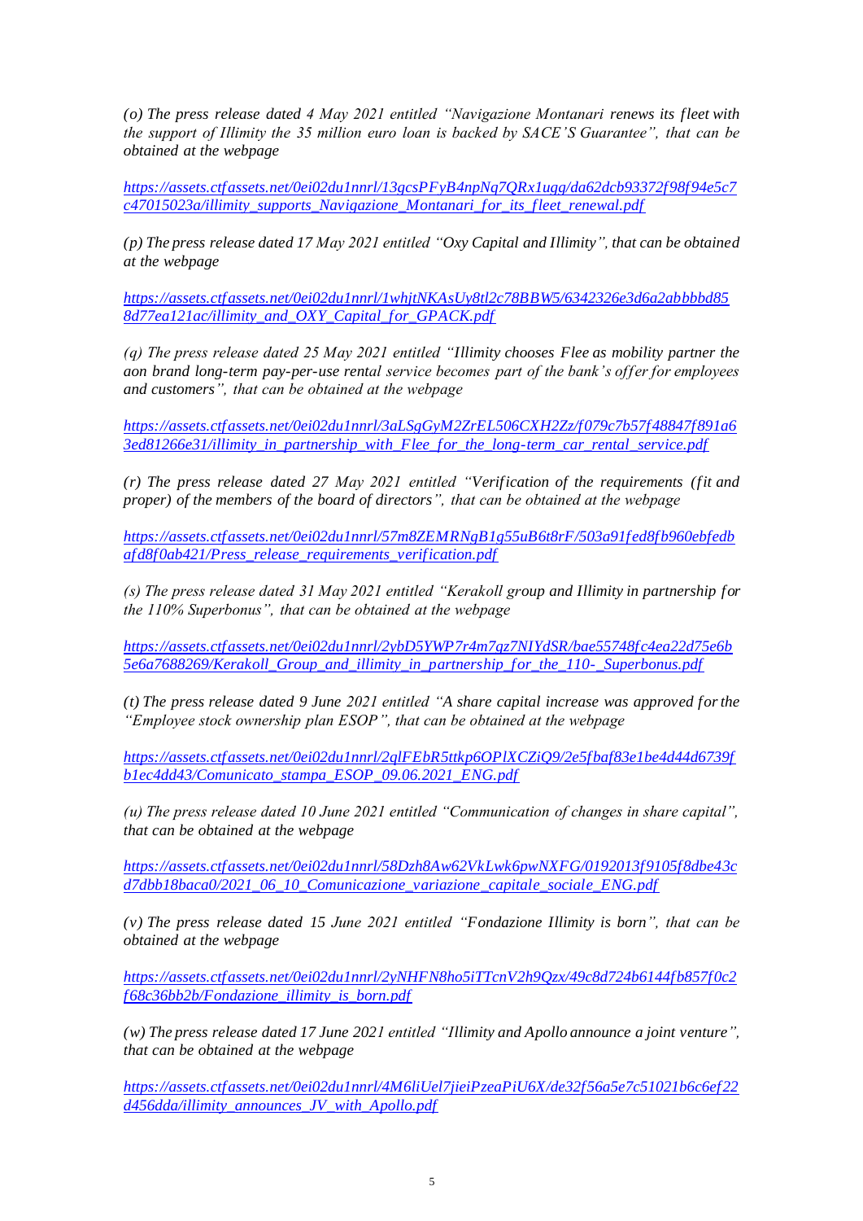*(o) The press release dated 4 May 2021 entitled "Navigazione Montanari renews its fleet with the support of Illimity the 35 million euro loan is backed by SACE'S Guarantee", that can be obtained at the webpage*

*https://assets.ctfassets.net/0ei02du1nnrl/13gcsPFyB4npNq7QRx1ugq/da62dcb93372f98f94e5c7c47015023a/illimity_supports_Navigazione_Montanari_for_its_fleet_renewal.pdf*

*(p) The press release dated 17 May 2021 entitled "Oxy Capital and Illimity", that can be obtained at the webpage*

*https://assets.ctfassets.net/0ei02du1nnrl/1whjtNKAsUy8tl2c78BBW5/6342326e3d6a2abbbbd858d77ea121ac/illimity_and_OXY_Capital_for_GPACK.pdf*

*(q) The press release dated 25 May 2021 entitled "Illimity chooses Flee as mobility partner the aon brand long-term pay-per-use rental service becomes part of the bank's offer for employees and customers", that can be obtained at the webpage*

*https://assets.ctfassets.net/0ei02du1nnrl/3aLSgGyM2ZrEL506CXH2Zz/f079c7b57f48847f891a63ed81266e31/illimity_in_partnership_with_Flee_for_the_long-term_car_rental_service.pdf*

*(r) The press release dated 27 May 2021 entitled "Verification of the requirements (fit and proper) of the members of the board of directors", that can be obtained at the webpage*

*https://assets.ctfassets.net/0ei02du1nnrl/57m8ZEMRNgB1g55uB6t8rF/503a91fed8fb960ebfedbafd8f0ab421/Press_release_requirements_verification.pdf*

*(s) The press release dated 31 May 2021 entitled "Kerakoll group and Illimity in partnership for the 110% Superbonus", that can be obtained at the webpage*

*https://assets.ctfassets.net/0ei02du1nnrl/2ybD5YWP7r4m7gz7NIYdSR/bae55748fc4ea22d75e6b5e6a7688269/Kerakoll_Group_and_illimity_in_partnership_for_the_110-_Superbonus.pdf*

*(t) The press release dated 9 June 2021 entitled "A share capital increase was approved for the "Employee stock ownership plan ESOP", that can be obtained at the webpage*

*https://assets.ctfassets.net/0ei02du1nnrl/2qlFEbR5ttkp6OPlXCZiQ9/2e5fbaf83e1be4d44d6739fb1ec4dd43/Comunicato_stampa_ESOP_09.06.2021_ENG.pdf*

*(u) The press release dated 10 June 2021 entitled "Communication of changes in share capital", that can be obtained at the webpage*

*https://assets.ctfassets.net/0ei02du1nnrl/58Dzh8Aw62VkLwk6pwNXFG/0192013f9105f8dbe43cd7dbb18baca0/2021_06_10_Comunicazione_variazione_capitale_sociale_ENG.pdf*

*(v) The press release dated 15 June 2021 entitled "Fondazione Illimity is born", that can be obtained at the webpage*

*https://assets.ctfassets.net/0ei02du1nnrl/2yNHFN8ho5iTTcnV2h9Qzx/49c8d724b6144fb857f0c2f68c36bb2b/Fondazione_illimity_is_born.pdf*

*(w) The press release dated 17 June 2021 entitled "Illimity and Apollo announce a joint venture", that can be obtained at the webpage*

*https://assets.ctfassets.net/0ei02du1nnrl/4M6liUel7jieiPzeaPiU6X/de32f56a5e7c51021b6c6ef22d456dda/illimity_announces_JV_with_Apollo.pdf*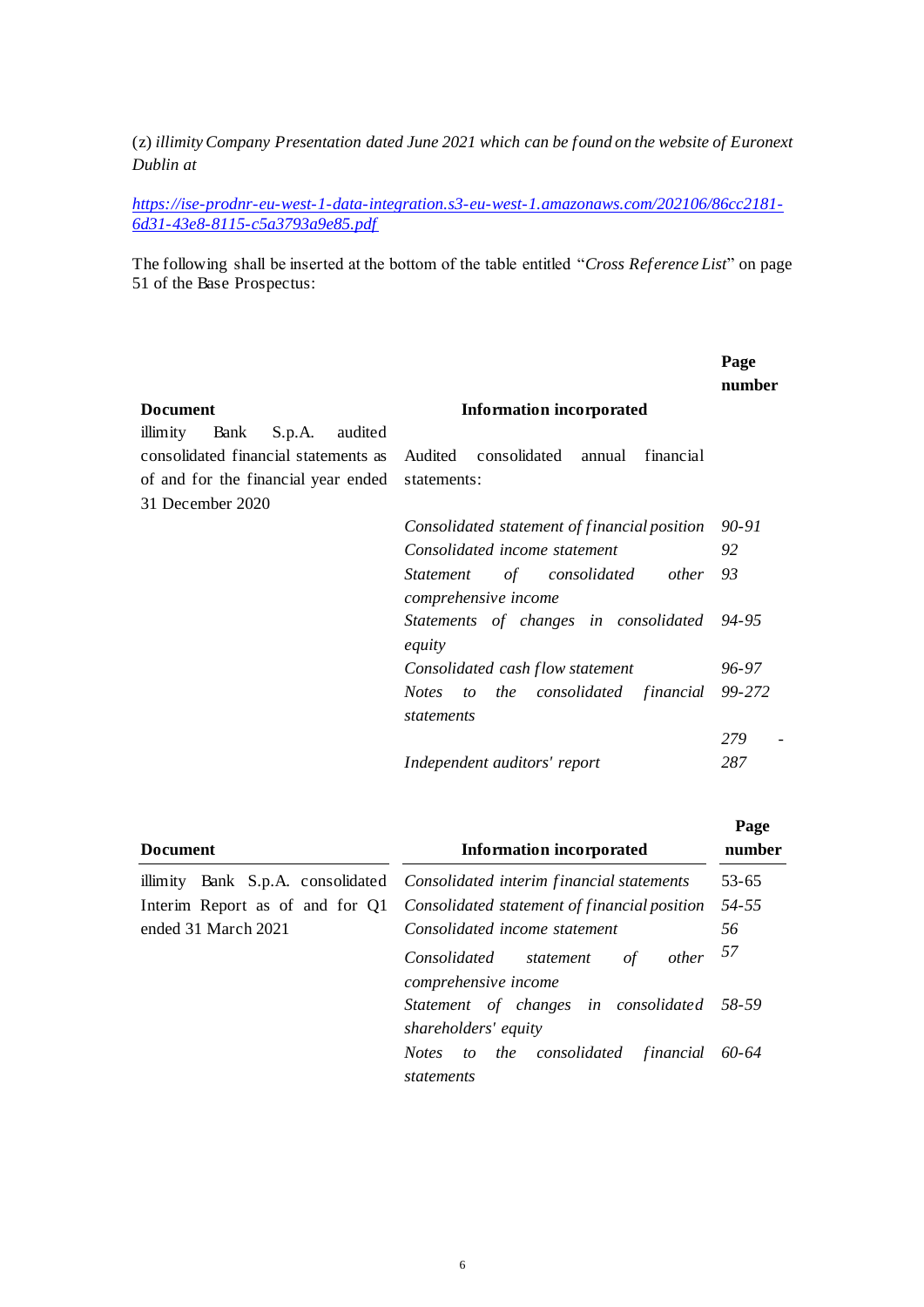(z) *illimity Company Presentation dated June 2021 which can be found on the website of Euronext Dublin at*

*[https://ise-prodnr-eu-west-1-data-integration.s3-eu-west-1.amazonaws.com/202106/86cc2181-6d31-43e8-8115-c5a3793a9e85.pdf](https://ise-prodnr-eu-west-1-data-integration.s3-eu-west-1.amazonaws.com/202106/86cc2181-6d31-43e8-8115-c5a3793a9e85.pdf)*

The following shall be inserted at the bottom of the table entitled "*Cross Reference List*" on page 51 of the Base Prospectus:

| **Document** | **Information incorporated** | **Page number** |
|---|---|---|
| illimity Bank S.p.A. audited consolidated financial statements as of and for the financial year ended 31 December 2020 | Audited consolidated annual financial statements: | |
| | *Consolidated statement of financial position* | *90-91* |
| | *Consolidated income statement* | *92* |
| | *Statement of consolidated other comprehensive income* | *93* |
| | *Statements of changes in consolidated equity* | *94-95* |
| | *Consolidated cash flow statement* | *96-97* |
| | *Notes to the consolidated financial statements* | *99-272* |
| | *Independent auditors' report* | *279 - 287* |

| **Document** | **Information incorporated** | **Page number** |
|---|---|---|
| illimity Bank S.p.A. consolidated Interim Report as of and for Q1 ended 31 March 2021 | *Consolidated interim financial statements* | 53-65 |
| | *Consolidated statement of financial position* | *54-55* |
| | *Consolidated income statement* | *56* |
| | *Consolidated statement of other comprehensive income* | *57* |
| | *Statement of changes in consolidated shareholders' equity* | *58-59* |
| | *Notes to the consolidated financial statements* | *60-64* |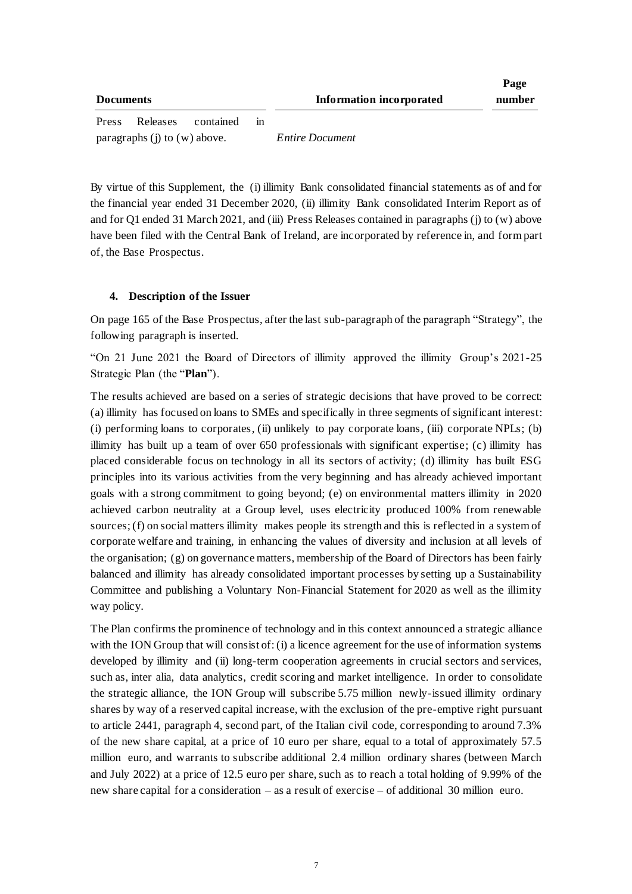| Documents | Information incorporated | Page number |
|---|---|---|
| Press Releases contained in paragraphs (j) to (w) above. | *Entire Document* | |

By virtue of this Supplement, the (i) illimity Bank consolidated financial statements as of and for the financial year ended 31 December 2020, (ii) illimity Bank consolidated Interim Report as of and for Q1 ended 31 March 2021, and (iii) Press Releases contained in paragraphs (j) to (w) above have been filed with the Central Bank of Ireland, are incorporated by reference in, and form part of, the Base Prospectus.

#### 4. Description of the Issuer

On page 165 of the Base Prospectus, after the last sub-paragraph of the paragraph "Strategy", the following paragraph is inserted.

"On 21 June 2021 the Board of Directors of illimity approved the illimity Group's 2021-25 Strategic Plan (the "**Plan**").

The results achieved are based on a series of strategic decisions that have proved to be correct: (a) illimity has focused on loans to SMEs and specifically in three segments of significant interest: (i) performing loans to corporates, (ii) unlikely to pay corporate loans, (iii) corporate NPLs; (b) illimity has built up a team of over 650 professionals with significant expertise; (c) illimity has placed considerable focus on technology in all its sectors of activity; (d) illimity has built ESG principles into its various activities from the very beginning and has already achieved important goals with a strong commitment to going beyond; (e) on environmental matters illimity in 2020 achieved carbon neutrality at a Group level, uses electricity produced 100% from renewable sources; (f) on social matters illimity makes people its strength and this is reflected in a system of corporate welfare and training, in enhancing the values of diversity and inclusion at all levels of the organisation; (g) on governance matters, membership of the Board of Directors has been fairly balanced and illimity has already consolidated important processes by setting up a Sustainability Committee and publishing a Voluntary Non-Financial Statement for 2020 as well as the illimity way policy.

The Plan confirms the prominence of technology and in this context announced a strategic alliance with the ION Group that will consist of: (i) a licence agreement for the use of information systems developed by illimity and (ii) long-term cooperation agreements in crucial sectors and services, such as, inter alia, data analytics, credit scoring and market intelligence. In order to consolidate the strategic alliance, the ION Group will subscribe 5.75 million newly-issued illimity ordinary shares by way of a reserved capital increase, with the exclusion of the pre-emptive right pursuant to article 2441, paragraph 4, second part, of the Italian civil code, corresponding to around 7.3% of the new share capital, at a price of 10 euro per share, equal to a total of approximately 57.5 million euro, and warrants to subscribe additional 2.4 million ordinary shares (between March and July 2022) at a price of 12.5 euro per share, such as to reach a total holding of 9.99% of the new share capital for a consideration – as a result of exercise – of additional 30 million euro.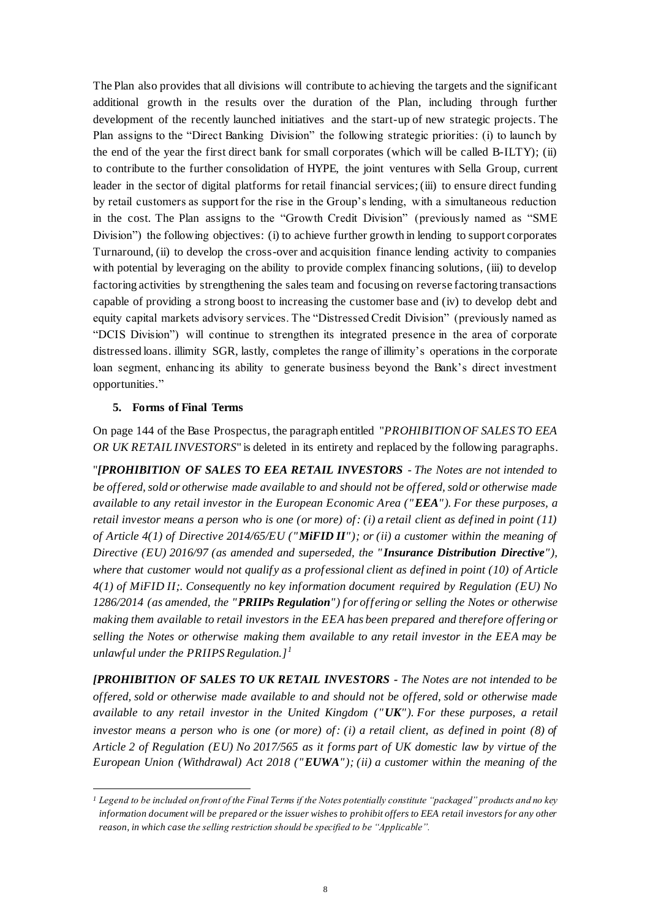The Plan also provides that all divisions will contribute to achieving the targets and the significant additional growth in the results over the duration of the Plan, including through further development of the recently launched initiatives and the start-up of new strategic projects. The Plan assigns to the "Direct Banking Division" the following strategic priorities: (i) to launch by the end of the year the first direct bank for small corporates (which will be called B-ILTY); (ii) to contribute to the further consolidation of HYPE, the joint ventures with Sella Group, current leader in the sector of digital platforms for retail financial services; (iii) to ensure direct funding by retail customers as support for the rise in the Group's lending, with a simultaneous reduction in the cost. The Plan assigns to the "Growth Credit Division" (previously named as "SME Division") the following objectives: (i) to achieve further growth in lending to support corporates Turnaround, (ii) to develop the cross-over and acquisition finance lending activity to companies with potential by leveraging on the ability to provide complex financing solutions, (iii) to develop factoring activities by strengthening the sales team and focusing on reverse factoring transactions capable of providing a strong boost to increasing the customer base and (iv) to develop debt and equity capital markets advisory services. The "Distressed Credit Division" (previously named as "DCIS Division") will continue to strengthen its integrated presence in the area of corporate distressed loans. illimity SGR, lastly, completes the range of illimity's operations in the corporate loan segment, enhancing its ability to generate business beyond the Bank's direct investment opportunities."

## 5. Forms of Final Terms

On page 144 of the Base Prospectus, the paragraph entitled "*PROHIBITION OF SALES TO EEA OR UK RETAIL INVESTORS*" is deleted in its entirety and replaced by the following paragraphs.

"***[PROHIBITION OF SALES TO EEA RETAIL INVESTORS*** *- The Notes are not intended to be offered, sold or otherwise made available to and should not be offered, sold or otherwise made available to any retail investor in the European Economic Area ("****EEA****"). For these purposes, a retail investor means a person who is one (or more) of: (i) a retail client as defined in point (11) of Article 4(1) of Directive 2014/65/EU ("****MiFID II****"); or (ii) a customer within the meaning of Directive (EU) 2016/97 (as amended and superseded, the "****Insurance Distribution Directive****"), where that customer would not qualify as a professional client as defined in point (10) of Article 4(1) of MiFID II;. Consequently no key information document required by Regulation (EU) No 1286/2014 (as amended, the "****PRIIPs Regulation****") for offering or selling the Notes or otherwise making them available to retail investors in the EEA has been prepared and therefore offering or selling the Notes or otherwise making them available to any retail investor in the EEA may be unlawful under the PRIIPS Regulation.]*[1]

***[PROHIBITION OF SALES TO UK RETAIL INVESTORS*** *- The Notes are not intended to be offered, sold or otherwise made available to and should not be offered, sold or otherwise made available to any retail investor in the United Kingdom ("****UK****"). For these purposes, a retail investor means a person who is one (or more) of: (i) a retail client, as defined in point (8) of Article 2 of Regulation (EU) No 2017/565 as it forms part of UK domestic law by virtue of the European Union (Withdrawal) Act 2018 ("****EUWA****"); (ii) a customer within the meaning of the*

---

[1] *Legend to be included on front of the Final Terms if the Notes potentially constitute "packaged" products and no key information document will be prepared or the issuer wishes to prohibit offers to EEA retail investors for any other reason, in which case the selling restriction should be specified to be "Applicable".*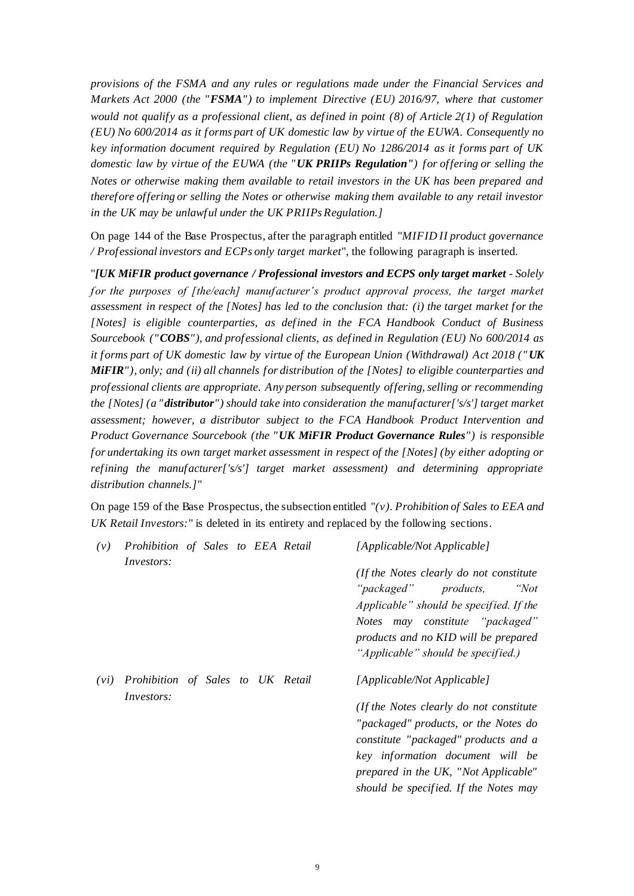*provisions of the FSMA and any rules or regulations made under the Financial Services and Markets Act 2000 (the "**FSMA**") to implement Directive (EU) 2016/97, where that customer would not qualify as a professional client, as defined in point (8) of Article 2(1) of Regulation (EU) No 600/2014 as it forms part of UK domestic law by virtue of the EUWA. Consequently no key information document required by Regulation (EU) No 1286/2014 as it forms part of UK domestic law by virtue of the EUWA (the "**UK PRIIPs Regulation**") for offering or selling the Notes or otherwise making them available to retail investors in the UK has been prepared and therefore offering or selling the Notes or otherwise making them available to any retail investor in the UK may be unlawful under the UK PRIIPs Regulation.]*

On page 144 of the Base Prospectus, after the paragraph entitled "*MIFID II product governance / Professional investors and ECPs only target market*", the following paragraph is inserted.

"***[UK MiFIR product governance / Professional investors and ECPS only target market** - Solely for the purposes of [the/each] manufacturer's product approval process, the target market assessment in respect of the [Notes] has led to the conclusion that: (i) the target market for the [Notes] is eligible counterparties, as defined in the FCA Handbook Conduct of Business Sourcebook ("**COBS**"), and professional clients, as defined in Regulation (EU) No 600/2014 as it forms part of UK domestic law by virtue of the European Union (Withdrawal) Act 2018 ("**UK MiFIR**"), only; and (ii) all channels for distribution of the [Notes] to eligible counterparties and professional clients are appropriate. Any person subsequently offering, selling or recommending the [Notes] (a "**distributor**") should take into consideration the manufacturer['s/s'] target market assessment; however, a distributor subject to the FCA Handbook Product Intervention and Product Governance Sourcebook (the "**UK MiFIR Product Governance Rules**") is responsible for undertaking its own target market assessment in respect of the [Notes] (by either adopting or refining the manufacturer['s/s'] target market assessment) and determining appropriate distribution channels.]*"

On page 159 of the Base Prospectus, the subsection entitled "*(v). Prohibition of Sales to EEA and UK Retail Investors:*" is deleted in its entirety and replaced by the following sections.

| | |
|---|---|
| *(v) Prohibition of Sales to EEA Retail Investors:* | *[Applicable/Not Applicable]*<br><br>*(If the Notes clearly do not constitute "packaged" products, "Not Applicable" should be specified. If the Notes may constitute "packaged" products and no KID will be prepared "Applicable" should be specified.)* |
| *(vi) Prohibition of Sales to UK Retail Investors:* | *[Applicable/Not Applicable]*<br><br>*(If the Notes clearly do not constitute "packaged" products, or the Notes do constitute "packaged" products and a key information document will be prepared in the UK, "Not Applicable" should be specified. If the Notes may* |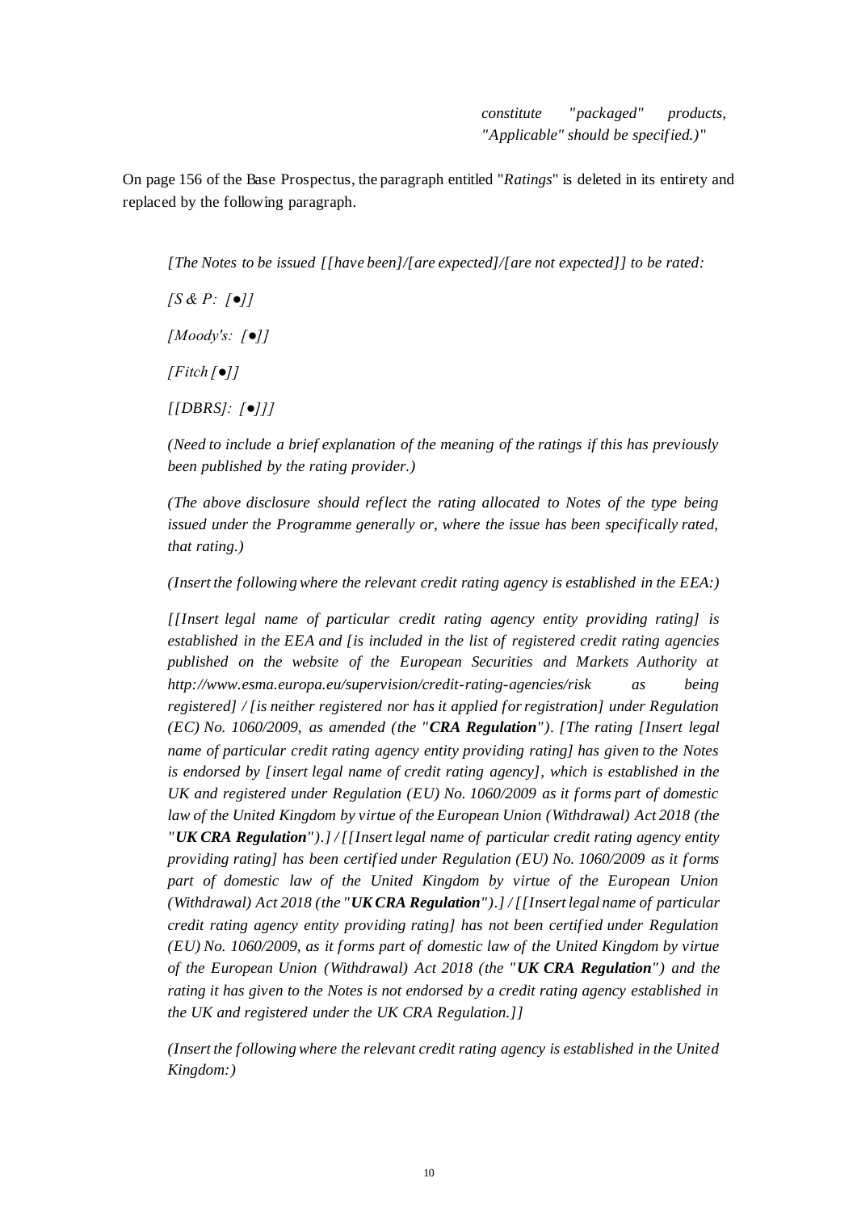*constitute "packaged" products, "Applicable" should be specified.)*"

On page 156 of the Base Prospectus, the paragraph entitled "*Ratings*" is deleted in its entirety and replaced by the following paragraph.

*[The Notes to be issued [[have been]/[are expected]/[are not expected]] to be rated:*

*[S & P: [●]]*

*[Moody's: [●]]*

*[Fitch [●]]*

*[[DBRS]: [●]]]*

*(Need to include a brief explanation of the meaning of the ratings if this has previously been published by the rating provider.)*

*(The above disclosure should reflect the rating allocated to Notes of the type being issued under the Programme generally or, where the issue has been specifically rated, that rating.)*

*(Insert the following where the relevant credit rating agency is established in the EEA:)*

*[[Insert legal name of particular credit rating agency entity providing rating] is established in the EEA and [is included in the list of registered credit rating agencies published on the website of the European Securities and Markets Authority at http://www.esma.europa.eu/supervision/credit-rating-agencies/risk as being registered] / [is neither registered nor has it applied for registration] under Regulation (EC) No. 1060/2009, as amended (the "**CRA Regulation**"). [The rating [Insert legal name of particular credit rating agency entity providing rating] has given to the Notes is endorsed by [insert legal name of credit rating agency], which is established in the UK and registered under Regulation (EU) No. 1060/2009 as it forms part of domestic law of the United Kingdom by virtue of the European Union (Withdrawal) Act 2018 (the "**UK CRA Regulation**").] / [[Insert legal name of particular credit rating agency entity providing rating] has been certified under Regulation (EU) No. 1060/2009 as it forms part of domestic law of the United Kingdom by virtue of the European Union (Withdrawal) Act 2018 (the "**UK CRA Regulation**").] / [[Insert legal name of particular credit rating agency entity providing rating] has not been certified under Regulation (EU) No. 1060/2009, as it forms part of domestic law of the United Kingdom by virtue of the European Union (Withdrawal) Act 2018 (the "**UK CRA Regulation**") and the rating it has given to the Notes is not endorsed by a credit rating agency established in the UK and registered under the UK CRA Regulation.]]*

*(Insert the following where the relevant credit rating agency is established in the United Kingdom:)*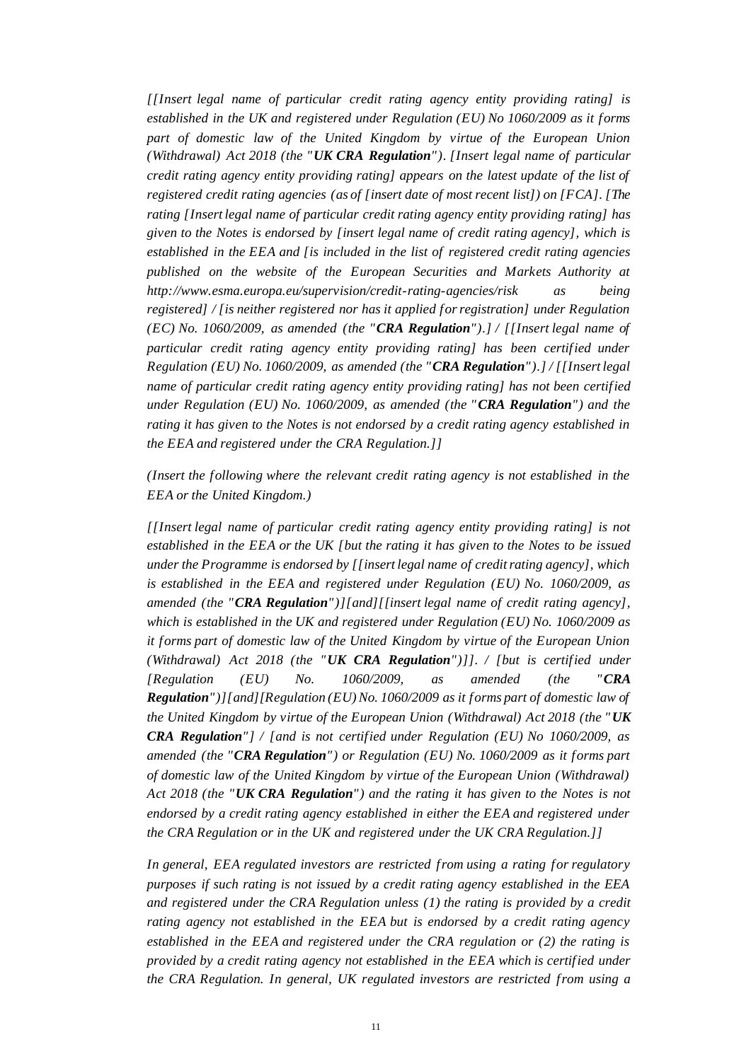*[[Insert legal name of particular credit rating agency entity providing rating] is established in the UK and registered under Regulation (EU) No 1060/2009 as it forms part of domestic law of the United Kingdom by virtue of the European Union (Withdrawal) Act 2018 (the "**UK CRA Regulation**"). [Insert legal name of particular credit rating agency entity providing rating] appears on the latest update of the list of registered credit rating agencies (as of [insert date of most recent list]) on [FCA]. [The rating [Insert legal name of particular credit rating agency entity providing rating] has given to the Notes is endorsed by [insert legal name of credit rating agency], which is established in the EEA and [is included in the list of registered credit rating agencies published on the website of the European Securities and Markets Authority at http://www.esma.europa.eu/supervision/credit-rating-agencies/risk as being registered] / [is neither registered nor has it applied for registration] under Regulation (EC) No. 1060/2009, as amended (the "**CRA Regulation**").] / [[Insert legal name of particular credit rating agency entity providing rating] has been certified under Regulation (EU) No. 1060/2009, as amended (the "**CRA Regulation**").] / [[Insert legal name of particular credit rating agency entity providing rating] has not been certified under Regulation (EU) No. 1060/2009, as amended (the "**CRA Regulation**") and the rating it has given to the Notes is not endorsed by a credit rating agency established in the EEA and registered under the CRA Regulation.]]*

*(Insert the following where the relevant credit rating agency is not established in the EEA or the United Kingdom.)*

*[[Insert legal name of particular credit rating agency entity providing rating] is not established in the EEA or the UK [but the rating it has given to the Notes to be issued under the Programme is endorsed by [[insert legal name of credit rating agency], which is established in the EEA and registered under Regulation (EU) No. 1060/2009, as amended (the "**CRA Regulation**")][and][[insert legal name of credit rating agency], which is established in the UK and registered under Regulation (EU) No. 1060/2009 as it forms part of domestic law of the United Kingdom by virtue of the European Union (Withdrawal) Act 2018 (the "**UK CRA Regulation**")]]. / [but is certified under [Regulation (EU) No. 1060/2009, as amended (the "**CRA Regulation**")][and][Regulation (EU) No. 1060/2009 as it forms part of domestic law of the United Kingdom by virtue of the European Union (Withdrawal) Act 2018 (the "**UK CRA Regulation**"] / [and is not certified under Regulation (EU) No 1060/2009, as amended (the "**CRA Regulation**") or Regulation (EU) No. 1060/2009 as it forms part of domestic law of the United Kingdom by virtue of the European Union (Withdrawal) Act 2018 (the "**UK CRA Regulation**") and the rating it has given to the Notes is not endorsed by a credit rating agency established in either the EEA and registered under the CRA Regulation or in the UK and registered under the UK CRA Regulation.]]*

*In general, EEA regulated investors are restricted from using a rating for regulatory purposes if such rating is not issued by a credit rating agency established in the EEA and registered under the CRA Regulation unless (1) the rating is provided by a credit rating agency not established in the EEA but is endorsed by a credit rating agency established in the EEA and registered under the CRA regulation or (2) the rating is provided by a credit rating agency not established in the EEA which is certified under the CRA Regulation. In general, UK regulated investors are restricted from using a*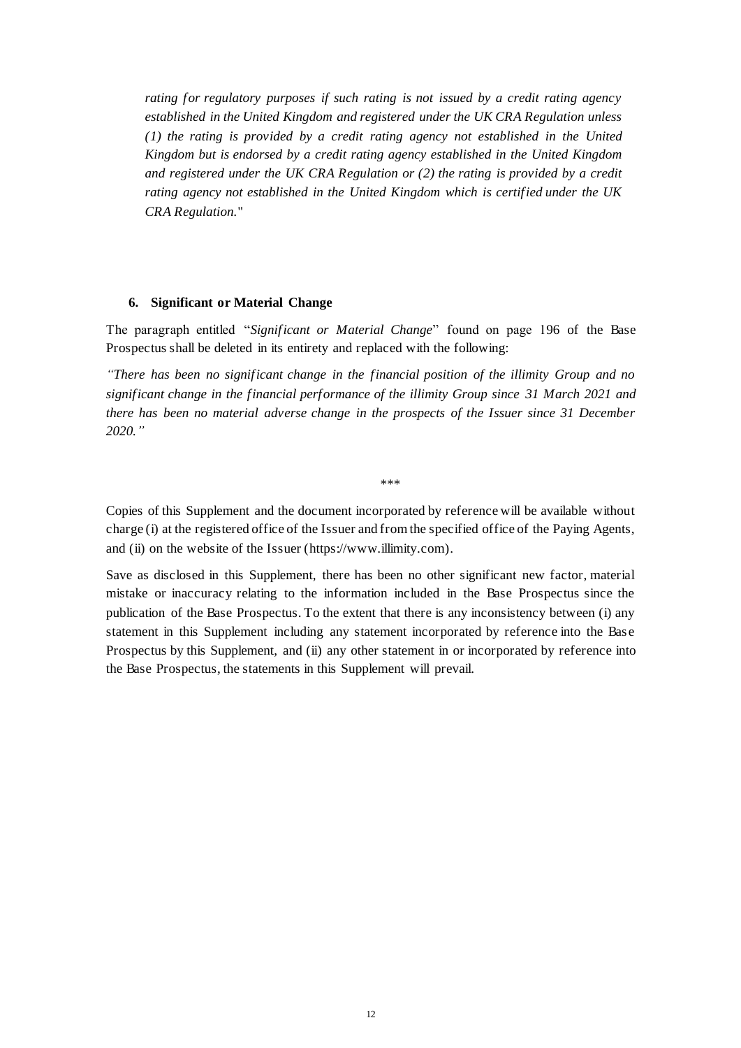*rating for regulatory purposes if such rating is not issued by a credit rating agency established in the United Kingdom and registered under the UK CRA Regulation unless (1) the rating is provided by a credit rating agency not established in the United Kingdom but is endorsed by a credit rating agency established in the United Kingdom and registered under the UK CRA Regulation or (2) the rating is provided by a credit rating agency not established in the United Kingdom which is certified under the UK CRA Regulation.*"

## 6. Significant or Material Change

The paragraph entitled "*Significant or Material Change*" found on page 196 of the Base Prospectus shall be deleted in its entirety and replaced with the following:

*"There has been no significant change in the financial position of the illimity Group and no significant change in the financial performance of the illimity Group since 31 March 2021 and there has been no material adverse change in the prospects of the Issuer since 31 December 2020."*

\*\*\*

Copies of this Supplement and the document incorporated by reference will be available without charge (i) at the registered office of the Issuer and from the specified office of the Paying Agents, and (ii) on the website of the Issuer (https://www.illimity.com).

Save as disclosed in this Supplement, there has been no other significant new factor, material mistake or inaccuracy relating to the information included in the Base Prospectus since the publication of the Base Prospectus. To the extent that there is any inconsistency between (i) any statement in this Supplement including any statement incorporated by reference into the Base Prospectus by this Supplement, and (ii) any other statement in or incorporated by reference into the Base Prospectus, the statements in this Supplement will prevail.